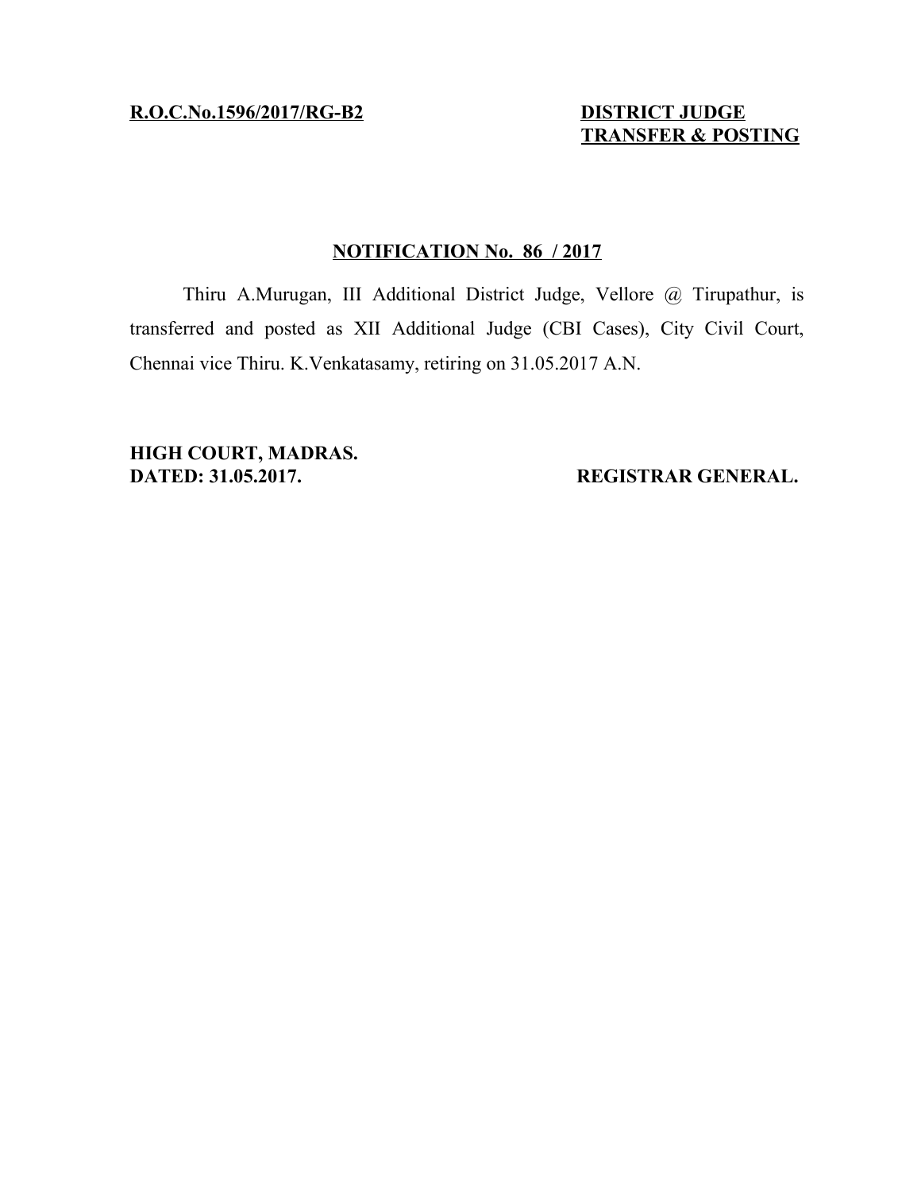**R.O.C.No.1596/2017/RG-B2**

**DISTRICT JUDGE**
**TRANSFER & POSTING**

**NOTIFICATION No. 86 / 2017**

Thiru A.Murugan, III Additional District Judge, Vellore @ Tirupathur, is transferred and posted as XII Additional Judge (CBI Cases), City Civil Court, Chennai vice Thiru. K.Venkatasamy, retiring on 31.05.2017 A.N.

**HIGH COURT, MADRAS.**
**DATED: 31.05.2017.**

**REGISTRAR GENERAL.**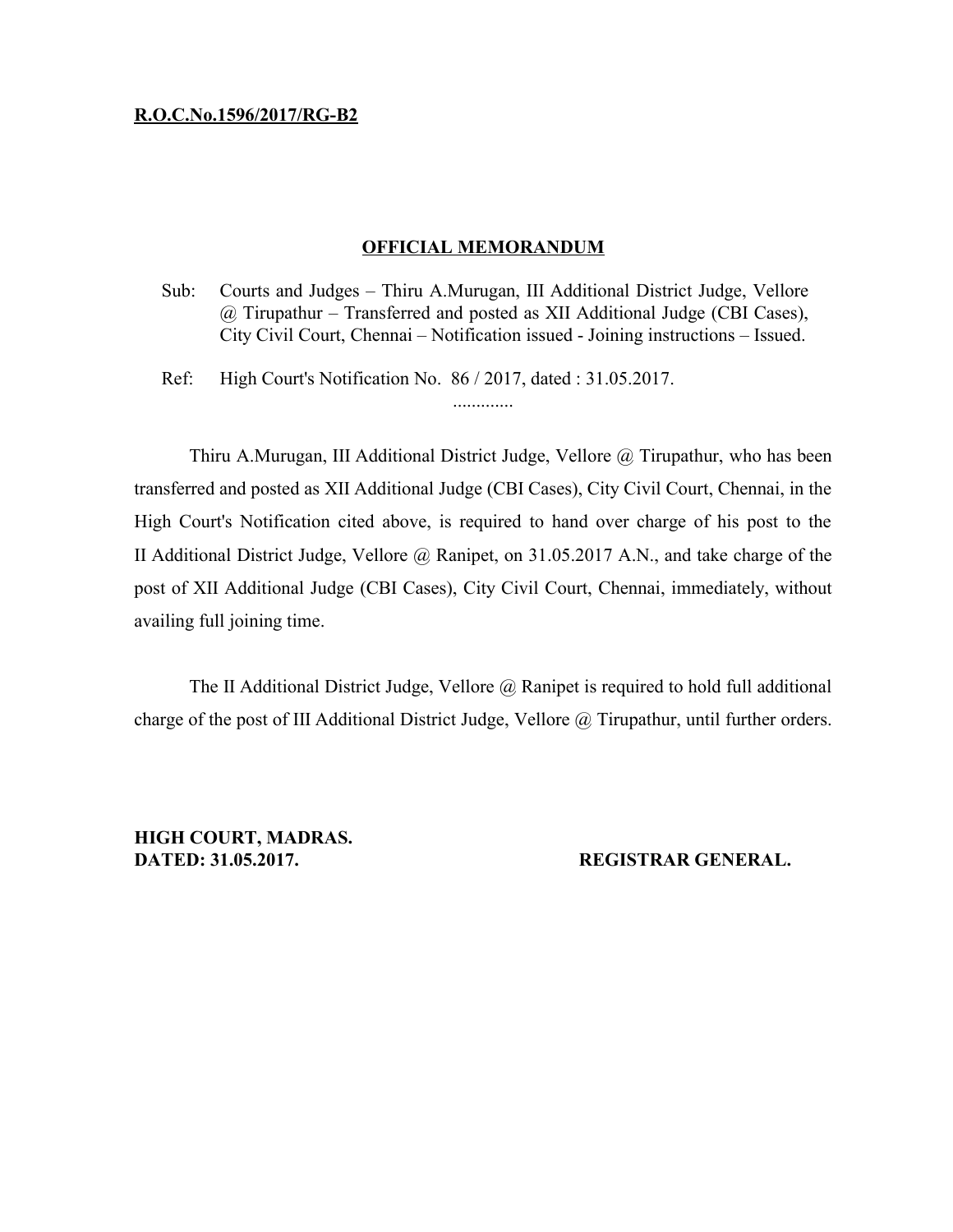**R.O.C.No.1596/2017/RG-B2**

## OFFICIAL MEMORANDUM

Sub: Courts and Judges – Thiru A.Murugan, III Additional District Judge, Vellore @ Tirupathur – Transferred and posted as XII Additional Judge (CBI Cases), City Civil Court, Chennai – Notification issued - Joining instructions – Issued.

Ref: High Court's Notification No. 86 / 2017, dated : 31.05.2017.

.............

Thiru A.Murugan, III Additional District Judge, Vellore @ Tirupathur, who has been transferred and posted as XII Additional Judge (CBI Cases), City Civil Court, Chennai, in the High Court's Notification cited above, is required to hand over charge of his post to the II Additional District Judge, Vellore @ Ranipet, on 31.05.2017 A.N., and take charge of the post of XII Additional Judge (CBI Cases), City Civil Court, Chennai, immediately, without availing full joining time.

The II Additional District Judge, Vellore @ Ranipet is required to hold full additional charge of the post of III Additional District Judge, Vellore @ Tirupathur, until further orders.

**HIGH COURT, MADRAS.**
**DATED: 31.05.2017.**

**REGISTRAR GENERAL.**